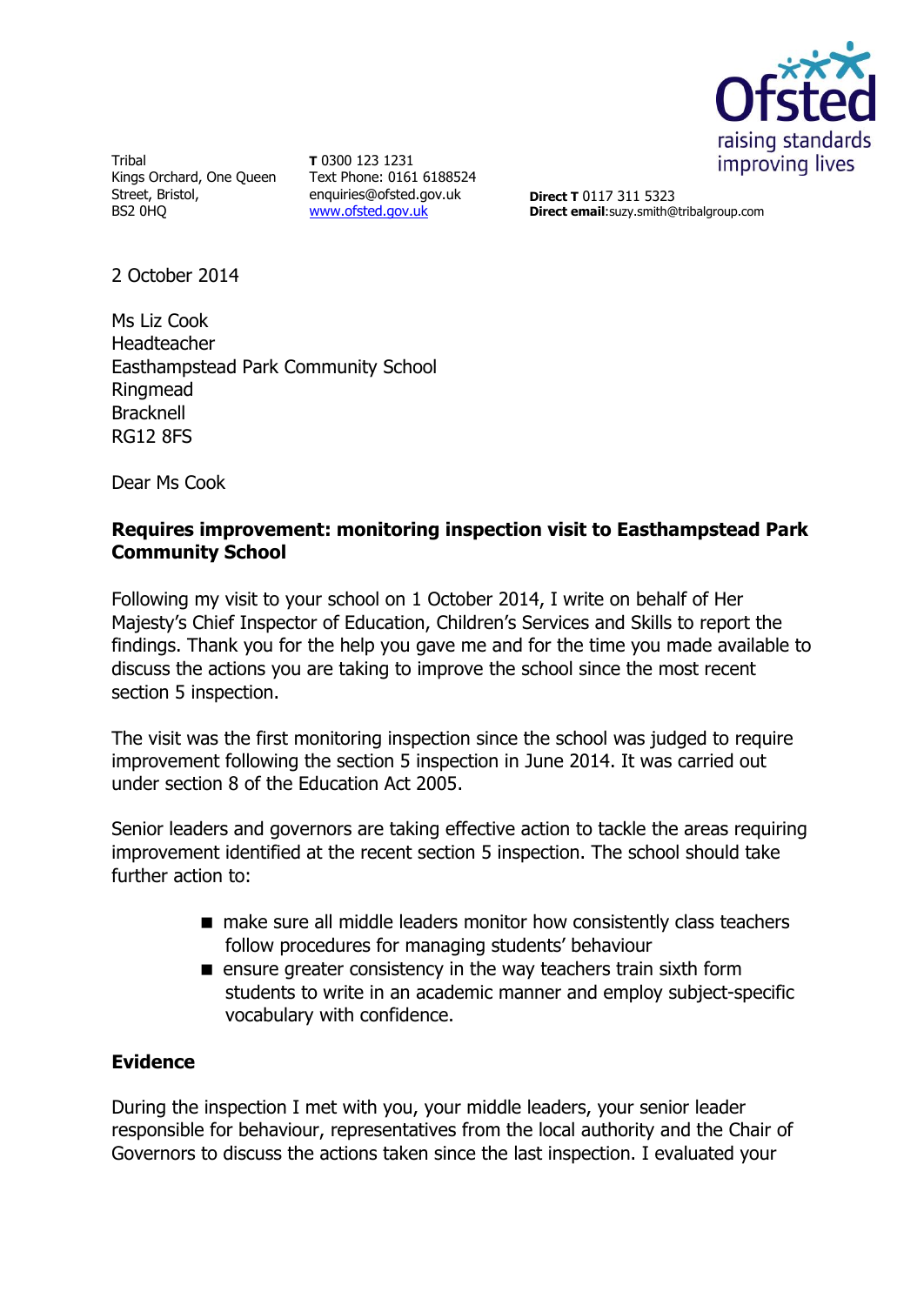Tribal
Kings Orchard, One Queen Street, Bristol,
BS2 0HQ

**T** 0300 123 1231
Text Phone: 0161 6188524
enquiries@ofsted.gov.uk
www.ofsted.gov.uk

**Direct T** 0117 311 5323
**Direct email**:suzy.smith@tribalgroup.com

Ofsted
raising standards
improving lives

2 October 2014

Ms Liz Cook
Headteacher
Easthampstead Park Community School
Ringmead
Bracknell
RG12 8FS

Dear Ms Cook

**Requires improvement: monitoring inspection visit to Easthampstead Park Community School**

Following my visit to your school on 1 October 2014, I write on behalf of Her Majesty's Chief Inspector of Education, Children's Services and Skills to report the findings. Thank you for the help you gave me and for the time you made available to discuss the actions you are taking to improve the school since the most recent section 5 inspection.

The visit was the first monitoring inspection since the school was judged to require improvement following the section 5 inspection in June 2014. It was carried out under section 8 of the Education Act 2005.

Senior leaders and governors are taking effective action to tackle the areas requiring improvement identified at the recent section 5 inspection. The school should take further action to:

- make sure all middle leaders monitor how consistently class teachers follow procedures for managing students' behaviour
- ensure greater consistency in the way teachers train sixth form students to write in an academic manner and employ subject-specific vocabulary with confidence.

## Evidence

During the inspection I met with you, your middle leaders, your senior leader responsible for behaviour, representatives from the local authority and the Chair of Governors to discuss the actions taken since the last inspection. I evaluated your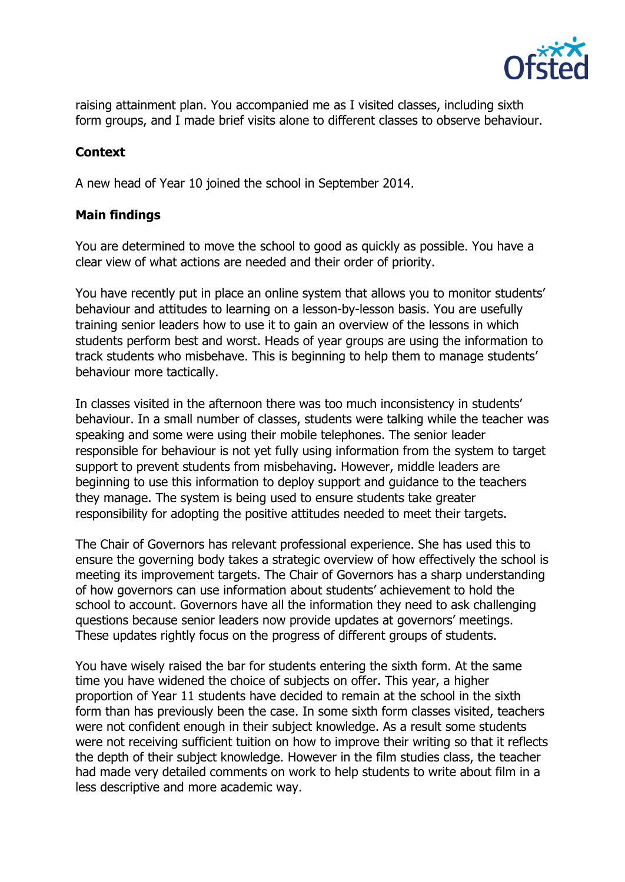raising attainment plan. You accompanied me as I visited classes, including sixth form groups, and I made brief visits alone to different classes to observe behaviour.

**Context**

A new head of Year 10 joined the school in September 2014.

**Main findings**

You are determined to move the school to good as quickly as possible. You have a clear view of what actions are needed and their order of priority.

You have recently put in place an online system that allows you to monitor students' behaviour and attitudes to learning on a lesson-by-lesson basis. You are usefully training senior leaders how to use it to gain an overview of the lessons in which students perform best and worst. Heads of year groups are using the information to track students who misbehave. This is beginning to help them to manage students' behaviour more tactically.

In classes visited in the afternoon there was too much inconsistency in students' behaviour. In a small number of classes, students were talking while the teacher was speaking and some were using their mobile telephones. The senior leader responsible for behaviour is not yet fully using information from the system to target support to prevent students from misbehaving. However, middle leaders are beginning to use this information to deploy support and guidance to the teachers they manage. The system is being used to ensure students take greater responsibility for adopting the positive attitudes needed to meet their targets.

The Chair of Governors has relevant professional experience. She has used this to ensure the governing body takes a strategic overview of how effectively the school is meeting its improvement targets. The Chair of Governors has a sharp understanding of how governors can use information about students' achievement to hold the school to account. Governors have all the information they need to ask challenging questions because senior leaders now provide updates at governors' meetings. These updates rightly focus on the progress of different groups of students.

You have wisely raised the bar for students entering the sixth form. At the same time you have widened the choice of subjects on offer. This year, a higher proportion of Year 11 students have decided to remain at the school in the sixth form than has previously been the case. In some sixth form classes visited, teachers were not confident enough in their subject knowledge. As a result some students were not receiving sufficient tuition on how to improve their writing so that it reflects the depth of their subject knowledge. However in the film studies class, the teacher had made very detailed comments on work to help students to write about film in a less descriptive and more academic way.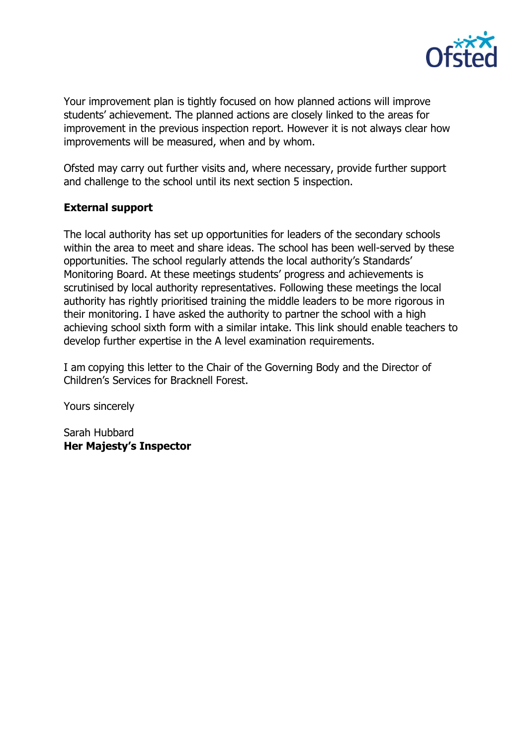Your improvement plan is tightly focused on how planned actions will improve students' achievement. The planned actions are closely linked to the areas for improvement in the previous inspection report. However it is not always clear how improvements will be measured, when and by whom.

Ofsted may carry out further visits and, where necessary, provide further support and challenge to the school until its next section 5 inspection.

**External support**

The local authority has set up opportunities for leaders of the secondary schools within the area to meet and share ideas. The school has been well-served by these opportunities. The school regularly attends the local authority's Standards' Monitoring Board. At these meetings students' progress and achievements is scrutinised by local authority representatives. Following these meetings the local authority has rightly prioritised training the middle leaders to be more rigorous in their monitoring. I have asked the authority to partner the school with a high achieving school sixth form with a similar intake. This link should enable teachers to develop further expertise in the A level examination requirements.

I am copying this letter to the Chair of the Governing Body and the Director of Children's Services for Bracknell Forest.

Yours sincerely

Sarah Hubbard
**Her Majesty's Inspector**